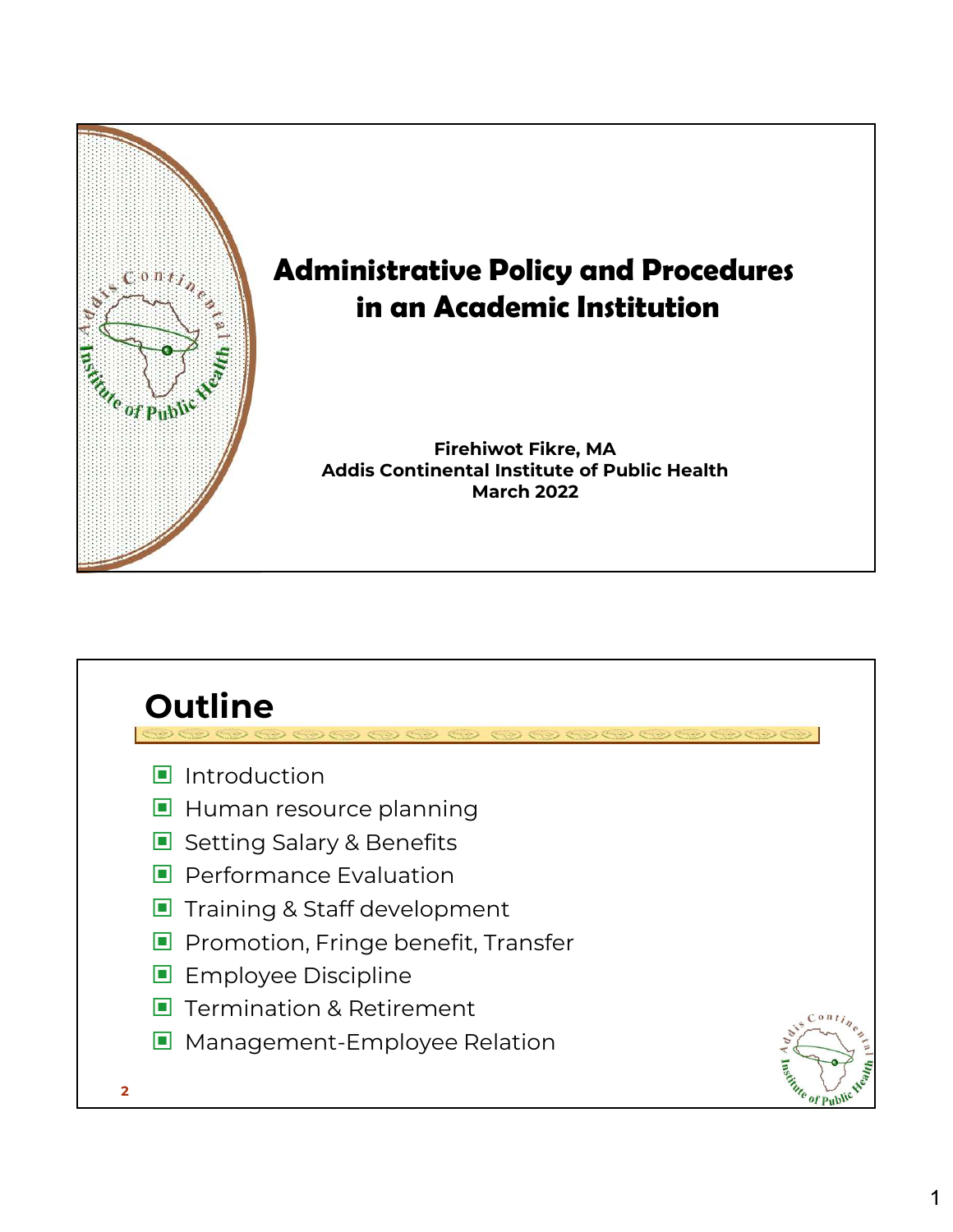# Administrative Policy and Procedures in an Academic Institution

**Firehiwot Fikre, MA**
**Addis Continental Institute of Public Health**
**March 2022**

## Outline

- Introduction
- Human resource planning
- Setting Salary & Benefits
- Performance Evaluation
- Training & Staff development
- Promotion, Fringe benefit, Transfer
- Employee Discipline
- Termination & Retirement
- Management-Employee Relation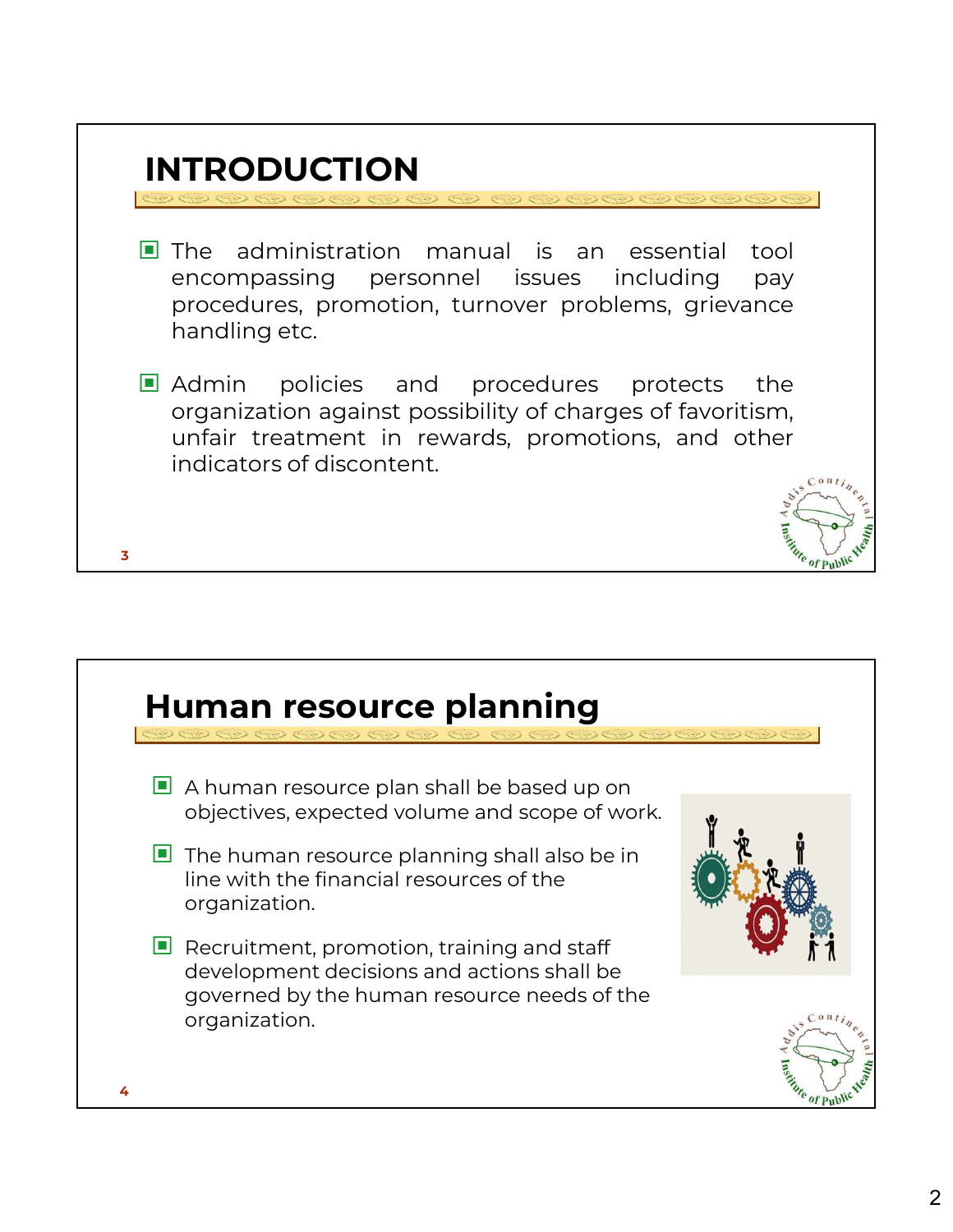# INTRODUCTION

- The administration manual is an essential tool encompassing personnel issues including pay procedures, promotion, turnover problems, grievance handling etc.
- Admin policies and procedures protects the organization against possibility of charges of favoritism, unfair treatment in rewards, promotions, and other indicators of discontent.

# Human resource planning

- A human resource plan shall be based up on objectives, expected volume and scope of work.
- The human resource planning shall also be in line with the financial resources of the organization.
- Recruitment, promotion, training and staff development decisions and actions shall be governed by the human resource needs of the organization.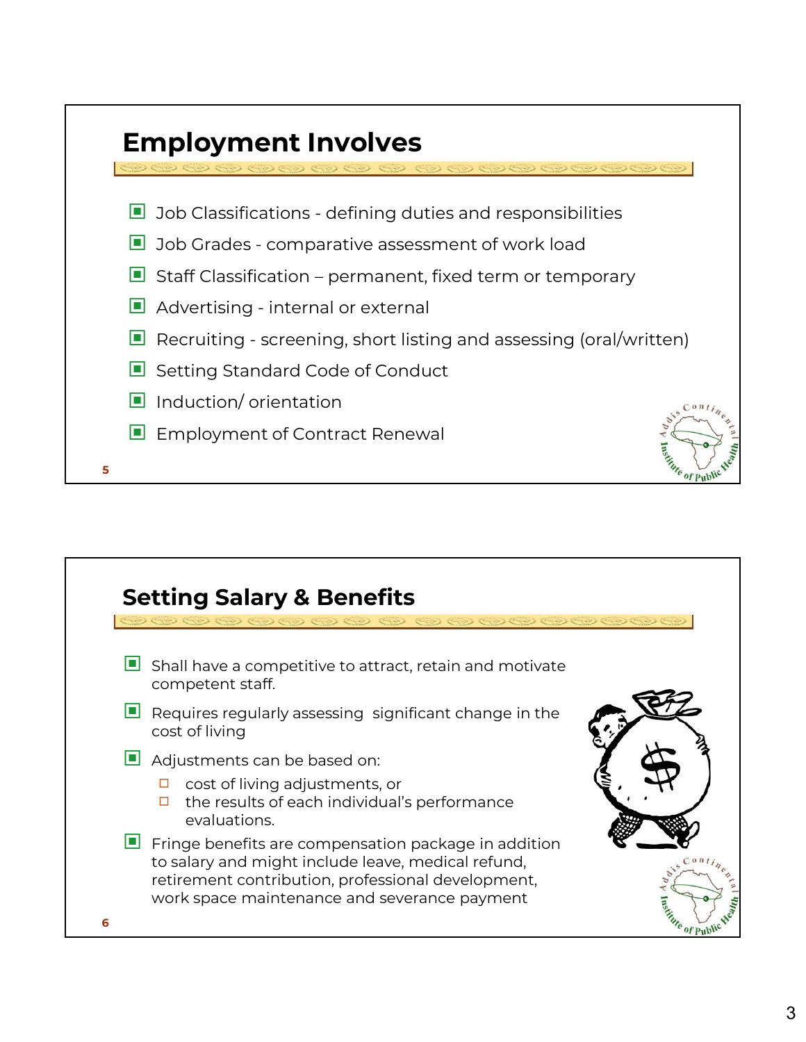## Employment Involves

- Job Classifications - defining duties and responsibilities
- Job Grades - comparative assessment of work load
- Staff Classification – permanent, fixed term or temporary
- Advertising - internal or external
- Recruiting - screening, short listing and assessing (oral/written)
- Setting Standard Code of Conduct
- Induction/ orientation
- Employment of Contract Renewal

## Setting Salary & Benefits

- Shall have a competitive to attract, retain and motivate competent staff.
- Requires regularly assessing significant change in the cost of living
- Adjustments can be based on:
  - cost of living adjustments, or
  - the results of each individual's performance evaluations.
- Fringe benefits are compensation package in addition to salary and might include leave, medical refund, retirement contribution, professional development, work space maintenance and severance payment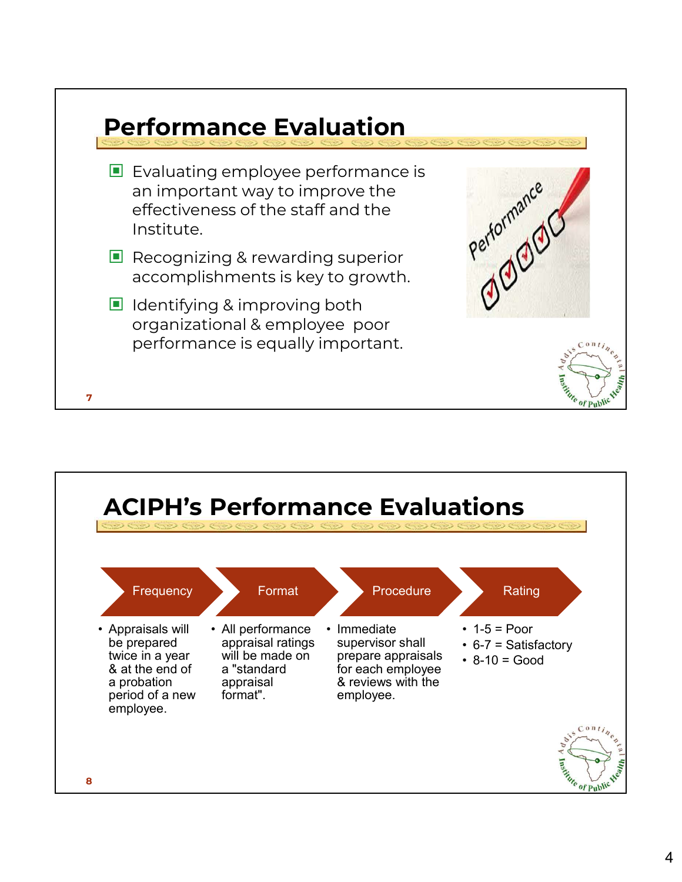# Performance Evaluation

- Evaluating employee performance is an important way to improve the effectiveness of the staff and the Institute.
- Recognizing & rewarding superior accomplishments is key to growth.
- Identifying & improving both organizational & employee poor performance is equally important.

# ACIPH's Performance Evaluations

**Frequency**

- Appraisals will be prepared twice in a year & at the end of a probation period of a new employee.

**Format**

- All performance appraisal ratings will be made on a "standard appraisal format".

**Procedure**

- Immediate supervisor shall prepare appraisals for each employee & reviews with the employee.

**Rating**

- 1-5 = Poor
- 6-7 = Satisfactory
- 8-10 = Good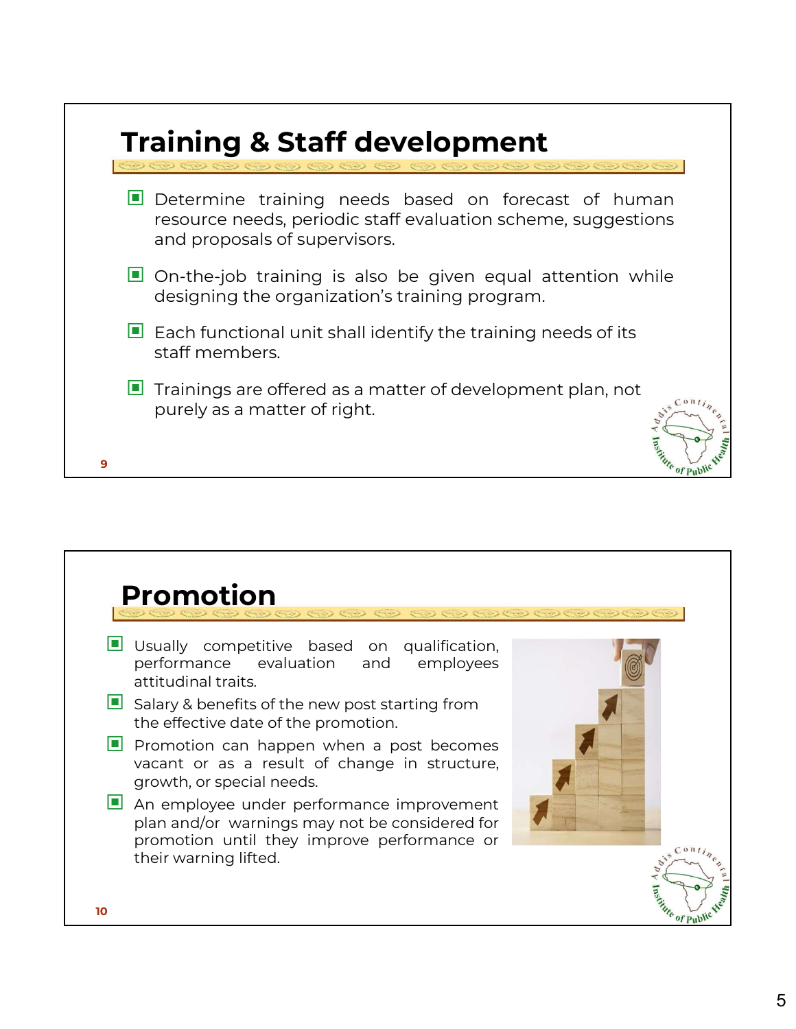## Training & Staff development

- Determine training needs based on forecast of human resource needs, periodic staff evaluation scheme, suggestions and proposals of supervisors.
- On-the-job training is also be given equal attention while designing the organization's training program.
- Each functional unit shall identify the training needs of its staff members.
- Trainings are offered as a matter of development plan, not purely as a matter of right.

## Promotion

- Usually competitive based on qualification, performance evaluation and employees attitudinal traits.
- Salary & benefits of the new post starting from the effective date of the promotion.
- Promotion can happen when a post becomes vacant or as a result of change in structure, growth, or special needs.
- An employee under performance improvement plan and/or warnings may not be considered for promotion until they improve performance or their warning lifted.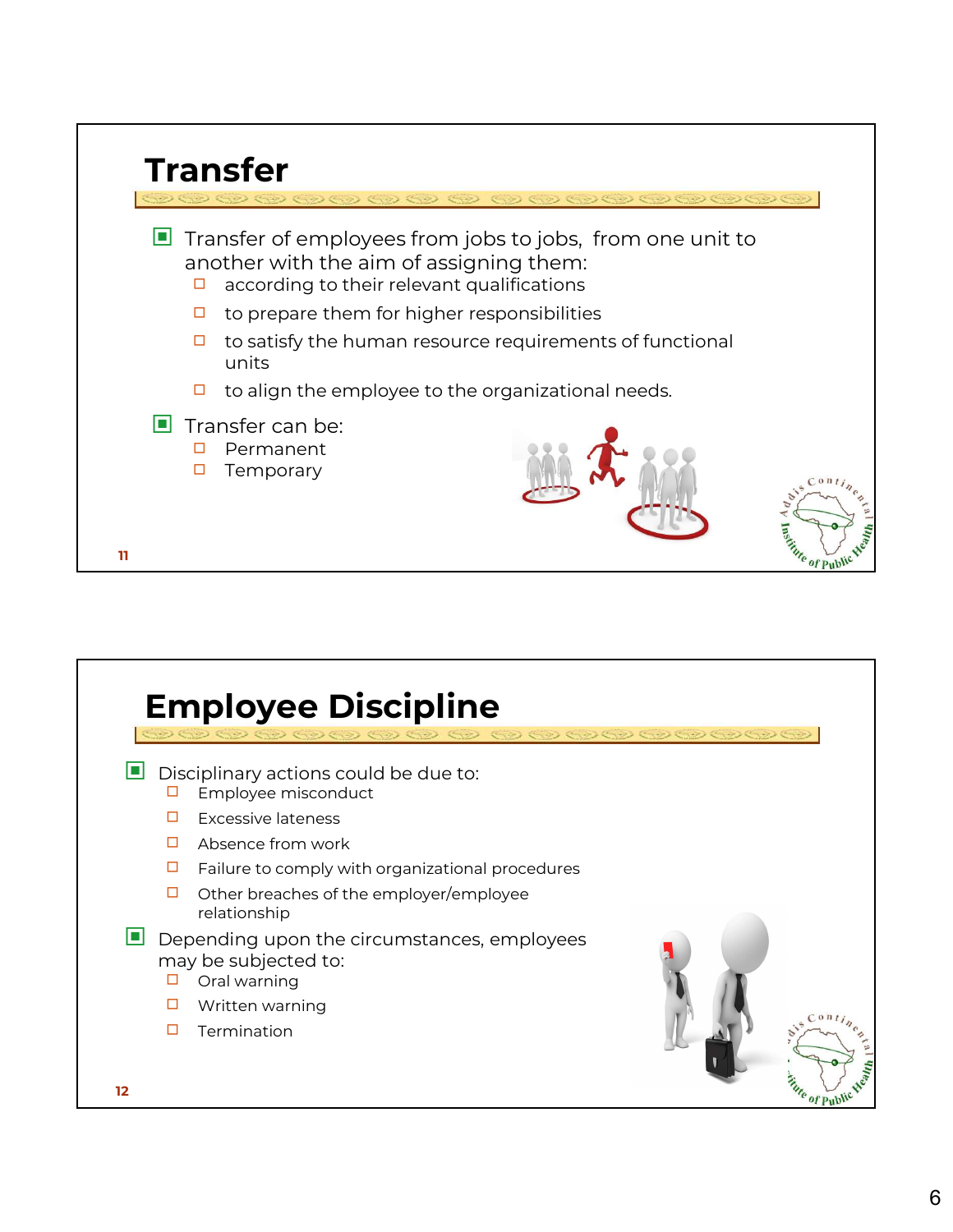## Transfer

- Transfer of employees from jobs to jobs, from one unit to another with the aim of assigning them:
  - according to their relevant qualifications
  - to prepare them for higher responsibilities
  - to satisfy the human resource requirements of functional units
  - to align the employee to the organizational needs.
- Transfer can be:
  - Permanent
  - Temporary

## Employee Discipline

- Disciplinary actions could be due to:
  - Employee misconduct
  - Excessive lateness
  - Absence from work
  - Failure to comply with organizational procedures
  - Other breaches of the employer/employee relationship
- Depending upon the circumstances, employees may be subjected to:
  - Oral warning
  - Written warning
  - Termination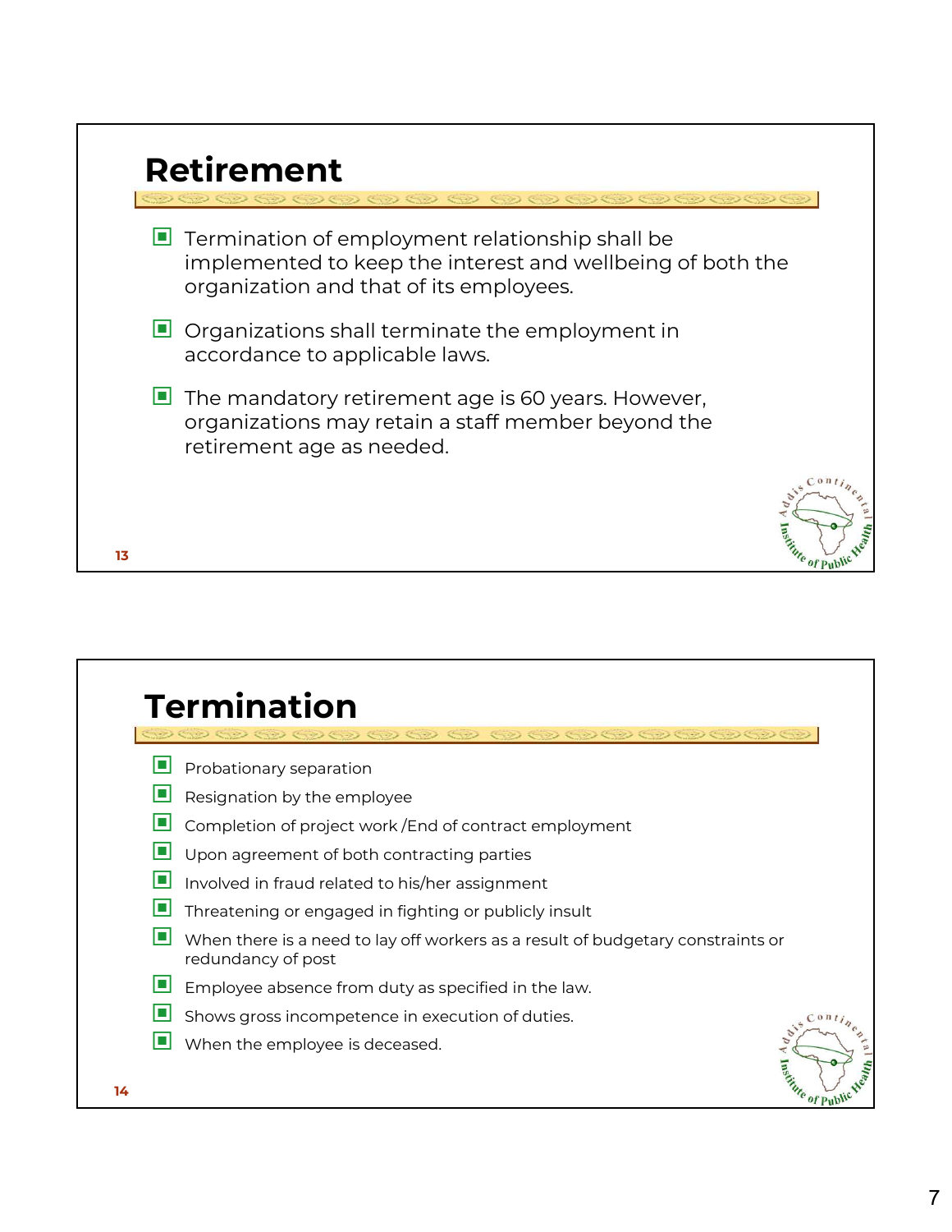# Retirement

- Termination of employment relationship shall be implemented to keep the interest and wellbeing of both the organization and that of its employees.
- Organizations shall terminate the employment in accordance to applicable laws.
- The mandatory retirement age is 60 years. However, organizations may retain a staff member beyond the retirement age as needed.

# Termination

- Probationary separation
- Resignation by the employee
- Completion of project work /End of contract employment
- Upon agreement of both contracting parties
- Involved in fraud related to his/her assignment
- Threatening or engaged in fighting or publicly insult
- When there is a need to lay off workers as a result of budgetary constraints or redundancy of post
- Employee absence from duty as specified in the law.
- Shows gross incompetence in execution of duties.
- When the employee is deceased.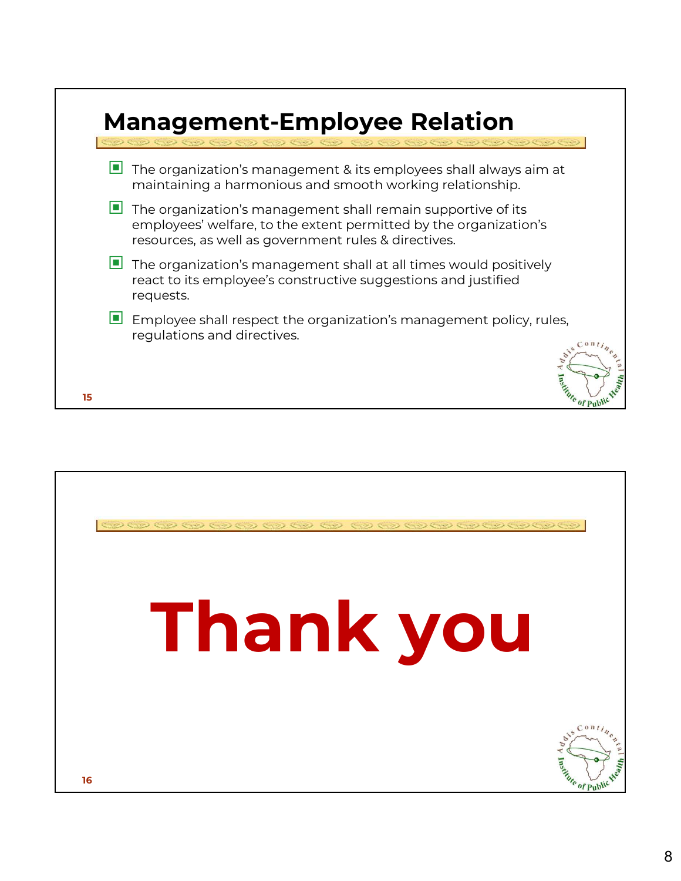## Management-Employee Relation

- The organization's management & its employees shall always aim at maintaining a harmonious and smooth working relationship.
- The organization's management shall remain supportive of its employees' welfare, to the extent permitted by the organization's resources, as well as government rules & directives.
- The organization's management shall at all times would positively react to its employee's constructive suggestions and justified requests.
- Employee shall respect the organization's management policy, rules, regulations and directives.

# Thank you